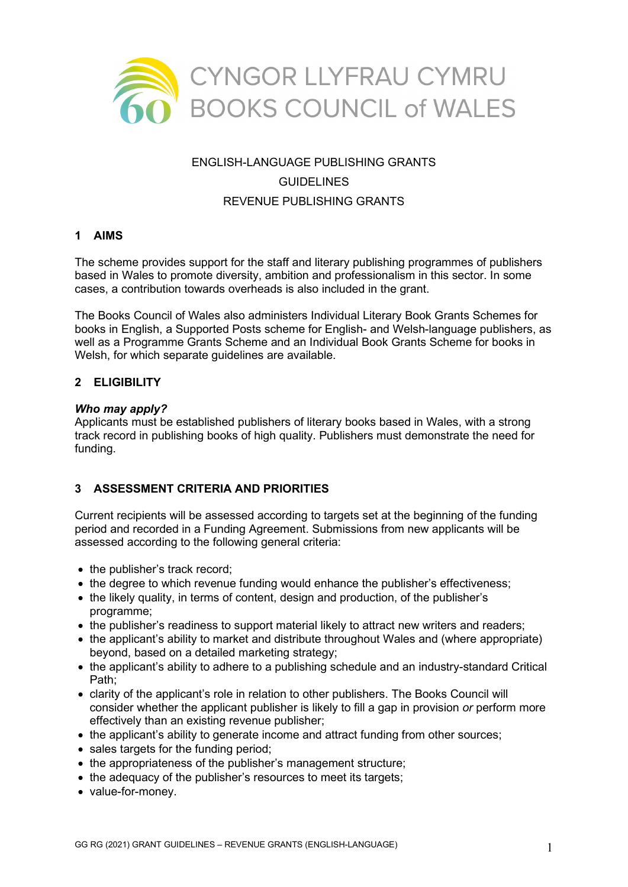CYNGOR LLYFRAU CYMRU
BOOKS COUNCIL of WALES

# ENGLISH-LANGUAGE PUBLISHING GRANTS
# GUIDELINES
# REVENUE PUBLISHING GRANTS

## 1 AIMS

The scheme provides support for the staff and literary publishing programmes of publishers based in Wales to promote diversity, ambition and professionalism in this sector. In some cases, a contribution towards overheads is also included in the grant.

The Books Council of Wales also administers Individual Literary Book Grants Schemes for books in English, a Supported Posts scheme for English- and Welsh-language publishers, as well as a Programme Grants Scheme and an Individual Book Grants Scheme for books in Welsh, for which separate guidelines are available.

## 2 ELIGIBILITY

***Who may apply?***
Applicants must be established publishers of literary books based in Wales, with a strong track record in publishing books of high quality. Publishers must demonstrate the need for funding.

## 3 ASSESSMENT CRITERIA AND PRIORITIES

Current recipients will be assessed according to targets set at the beginning of the funding period and recorded in a Funding Agreement. Submissions from new applicants will be assessed according to the following general criteria:

- the publisher's track record;
- the degree to which revenue funding would enhance the publisher's effectiveness;
- the likely quality, in terms of content, design and production, of the publisher's programme;
- the publisher's readiness to support material likely to attract new writers and readers;
- the applicant's ability to market and distribute throughout Wales and (where appropriate) beyond, based on a detailed marketing strategy;
- the applicant's ability to adhere to a publishing schedule and an industry-standard Critical Path;
- clarity of the applicant's role in relation to other publishers. The Books Council will consider whether the applicant publisher is likely to fill a gap in provision *or* perform more effectively than an existing revenue publisher;
- the applicant's ability to generate income and attract funding from other sources;
- sales targets for the funding period;
- the appropriateness of the publisher's management structure;
- the adequacy of the publisher's resources to meet its targets;
- value-for-money.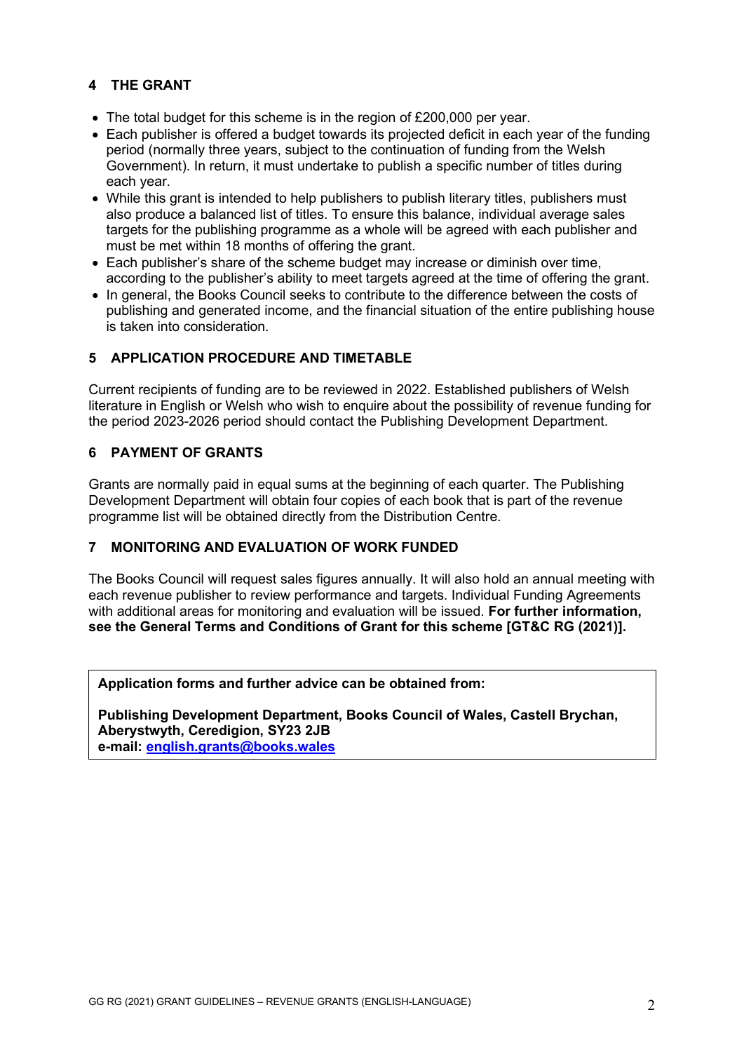## 4 THE GRANT

- The total budget for this scheme is in the region of £200,000 per year.
- Each publisher is offered a budget towards its projected deficit in each year of the funding period (normally three years, subject to the continuation of funding from the Welsh Government). In return, it must undertake to publish a specific number of titles during each year.
- While this grant is intended to help publishers to publish literary titles, publishers must also produce a balanced list of titles. To ensure this balance, individual average sales targets for the publishing programme as a whole will be agreed with each publisher and must be met within 18 months of offering the grant.
- Each publisher's share of the scheme budget may increase or diminish over time, according to the publisher's ability to meet targets agreed at the time of offering the grant.
- In general, the Books Council seeks to contribute to the difference between the costs of publishing and generated income, and the financial situation of the entire publishing house is taken into consideration.

## 5 APPLICATION PROCEDURE AND TIMETABLE

Current recipients of funding are to be reviewed in 2022. Established publishers of Welsh literature in English or Welsh who wish to enquire about the possibility of revenue funding for the period 2023-2026 period should contact the Publishing Development Department.

## 6 PAYMENT OF GRANTS

Grants are normally paid in equal sums at the beginning of each quarter. The Publishing Development Department will obtain four copies of each book that is part of the revenue programme list will be obtained directly from the Distribution Centre.

## 7 MONITORING AND EVALUATION OF WORK FUNDED

The Books Council will request sales figures annually. It will also hold an annual meeting with each revenue publisher to review performance and targets. Individual Funding Agreements with additional areas for monitoring and evaluation will be issued. **For further information, see the General Terms and Conditions of Grant for this scheme [GT&C RG (2021)].**

**Application forms and further advice can be obtained from:**

**Publishing Development Department, Books Council of Wales, Castell Brychan, Aberystwyth, Ceredigion, SY23 2JB**
**e-mail: english.grants@books.wales**